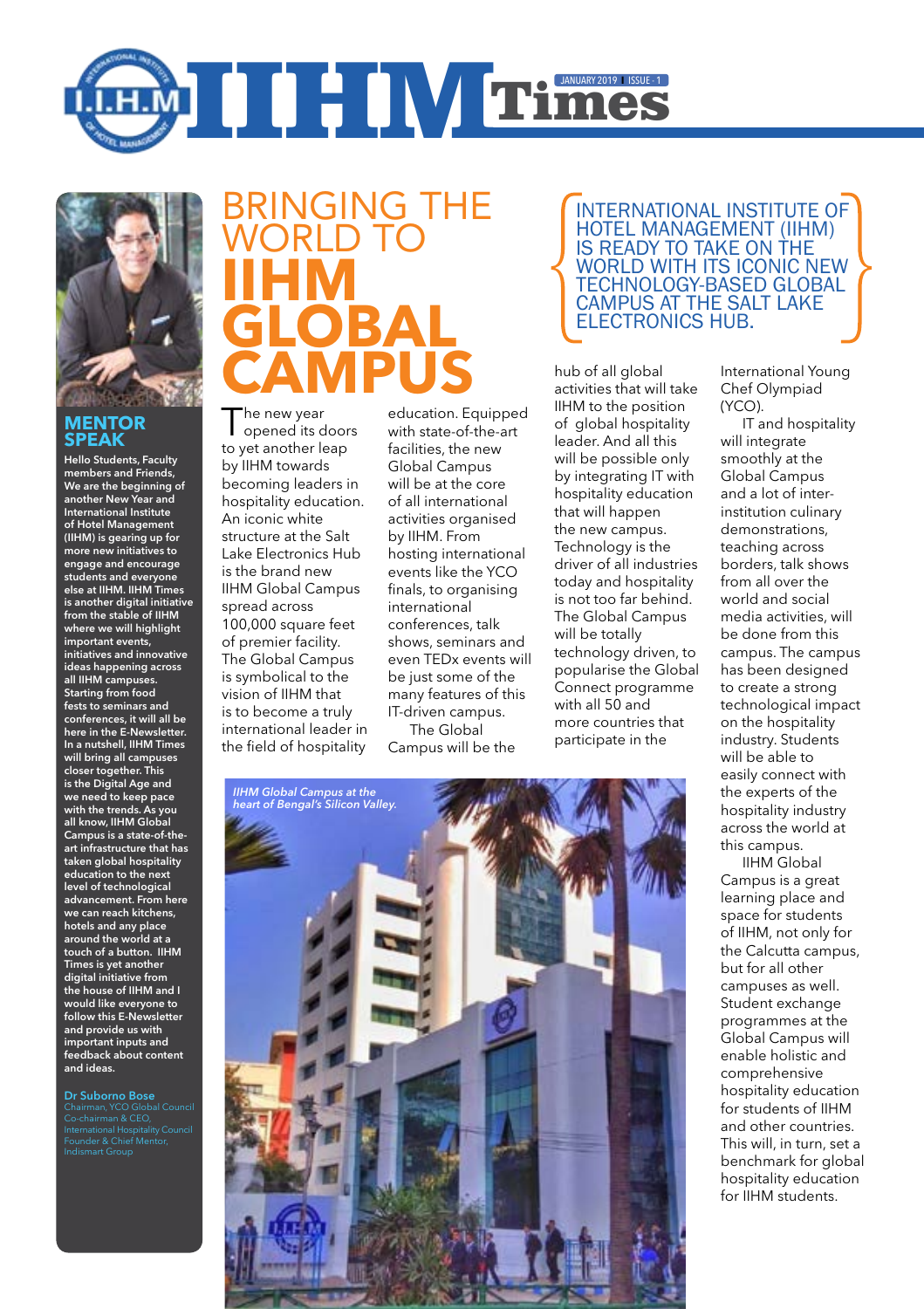# IIHM Times

JANUARY 2019 | ISSUE - 1

## MENTOR SPEAK

**Hello Students, Faculty members and Friends, We are the beginning of another New Year and International Institute of Hotel Management (IIHM) is gearing up for more new initiatives to engage and encourage students and everyone else at IIHM. IIHM Times is another digital initiative from the stable of IIHM where we will highlight important events, initiatives and innovative ideas happening across all IIHM campuses. Starting from food fests to seminars and conferences, it will all be here in the E-Newsletter. In a nutshell, IIHM Times will bring all campuses closer together. This is the Digital Age and we need to keep pace with the trends. As you all know, IIHM Global Campus is a state-of-the-art infrastructure that has taken global hospitality education to the next level of technological advancement. From here we can reach kitchens, hotels and any place around the world at a touch of a button. IIHM Times is yet another digital initiative from the house of IIHM and I would like everyone to follow this E-Newsletter and provide us with important inputs and feedback about content and ideas.**

**Dr Suborno Bose**
Chairman, YCO Global Council
Co-chairman & CEO, International Hospitality Council
Founder & Chief Mentor, Indismart Group

# BRINGING THE WORLD TO IIHM GLOBAL CAMPUS

INTERNATIONAL INSTITUTE OF HOTEL MANAGEMENT (IIHM) IS READY TO TAKE ON THE WORLD WITH ITS ICONIC NEW TECHNOLOGY-BASED GLOBAL CAMPUS AT THE SALT LAKE ELECTRONICS HUB.

The new year opened its doors to yet another leap by IIHM towards becoming leaders in hospitality education. An iconic white structure at the Salt Lake Electronics Hub is the brand new IIHM Global Campus spread across 100,000 square feet of premier facility. The Global Campus is symbolical to the vision of IIHM that is to become a truly international leader in the field of hospitality education. Equipped with state-of-the-art facilities, the new Global Campus will be at the core of all international activities organised by IIHM. From hosting international events like the YCO finals, to organising international conferences, talk shows, seminars and even TEDx events will be just some of the many features of this IT-driven campus.

The Global Campus will be the hub of all global activities that will take IIHM to the position of global hospitality leader. And all this will be possible only by integrating IT with hospitality education that will happen the new campus. Technology is the driver of all industries today and hospitality is not too far behind. The Global Campus will be totally technology driven, to popularise the Global Connect programme with all 50 and more countries that participate in the International Young Chef Olympiad (YCO).

IT and hospitality will integrate smoothly at the Global Campus and a lot of inter-institution culinary demonstrations, teaching across borders, talk shows from all over the world and social media activities, will be done from this campus. The campus has been designed to create a strong technological impact on the hospitality industry. Students will be able to easily connect with the experts of the hospitality industry across the world at this campus.

IIHM Global Campus is a great learning place and space for students of IIHM, not only for the Calcutta campus, but for all other campuses as well. Student exchange programmes at the Global Campus will enable holistic and comprehensive hospitality education for students of IIHM and other countries. This will, in turn, set a benchmark for global hospitality education for IIHM students.

*IIHM Global Campus at the heart of Bengal's Silicon Valley.*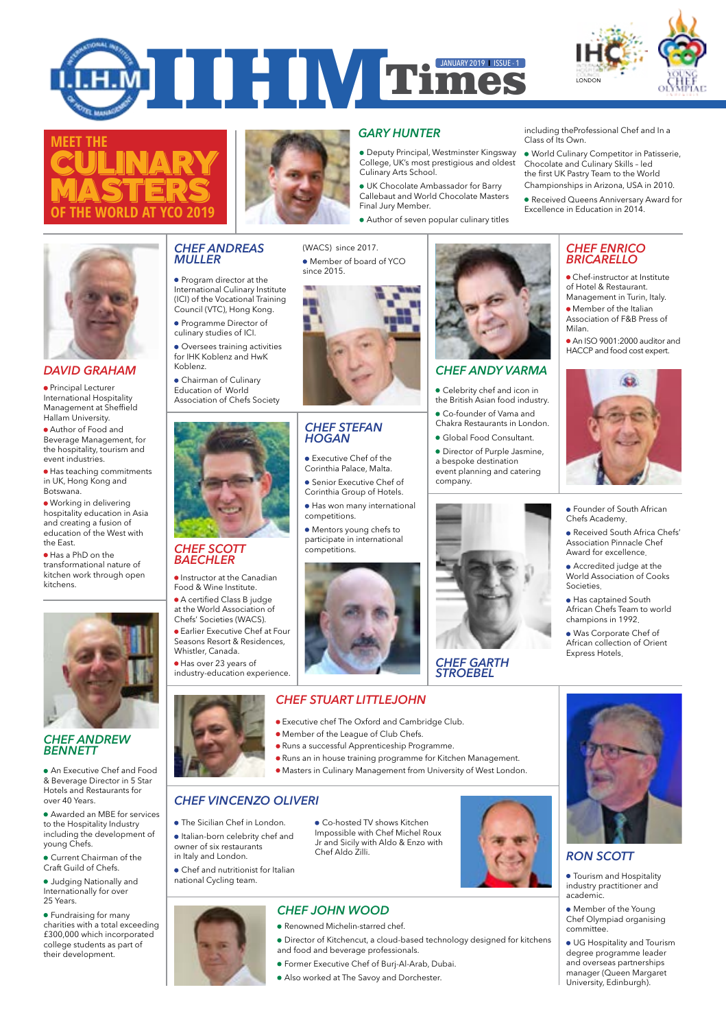# IIHM Times

JANUARY 2019 | ISSUE - 1

# MEET THE CULINARY MASTERS OF THE WORLD AT YCO 2019

## GARY HUNTER

- Deputy Principal, Westminster Kingsway College, UK's most prestigious and oldest Culinary Arts School.
- UK Chocolate Ambassador for Barry Callebaut and World Chocolate Masters Final Jury Member.
- Author of seven popular culinary titles including theProfessional Chef and In a Class of Its Own.
- World Culinary Competitor in Patisserie, Chocolate and Culinary Skills – led the first UK Pastry Team to the World Championships in Arizona, USA in 2010.
- Received Queens Anniversary Award for Excellence in Education in 2014.

## DAVID GRAHAM

- Principal Lecturer International Hospitality Management at Sheffield Hallam University.
- Author of Food and Beverage Management, for the hospitality, tourism and event industries.
- Has teaching commitments in UK, Hong Kong and Botswana.
- Working in delivering hospitality education in Asia and creating a fusion of education of the West with the East.
- Has a PhD on the transformational nature of kitchen work through open kitchens.

## CHEF ANDREAS MULLER

- Program director at the International Culinary Institute (ICI) of the Vocational Training Council (VTC), Hong Kong.
- Programme Director of culinary studies of ICI.
- Oversees training activities for IHK Koblenz and HwK Koblenz.
- Chairman of Culinary Education of World Association of Chefs Society (WACS) since 2017.
- Member of board of YCO since 2015.

## CHEF ANDY VARMA

- Celebrity chef and icon in the British Asian food industry.
- Co-founder of Vama and Chakra Restaurants in London.
- Global Food Consultant.
- Director of Purple Jasmine, a bespoke destination event planning and catering company.

## CHEF ENRICO BRICARELLO

- Chef-instructor at Institute of Hotel & Restaurant. Management in Turin, Italy.
- Member of the Italian Association of F&B Press of Milan.
- An ISO 9001:2000 auditor and HACCP and food cost expert.

## CHEF SCOTT BAECHLER

- Instructor at the Canadian Food & Wine Institute.
- A certified Class B judge at the World Association of Chefs' Societies (WACS).
- Earlier Executive Chef at Four Seasons Resort & Residences, Whistler, Canada.
- Has over 23 years of industry-education experience.

## CHEF STEFAN HOGAN

- Executive Chef of the Corinthia Palace, Malta.
- Senior Executive Chef of Corinthia Group of Hotels.
- Has won many international competitions.
- Mentors young chefs to participate in international competitions.

## CHEF GARTH STROEBEL

- Founder of South African Chefs Academy.
- Received South Africa Chefs' Association Pinnacle Chef Award for excellence.
- Accredited judge at the World Association of Cooks Societies.
- Has captained South African Chefs Team to world champions in 1992.
- Was Corporate Chef of African collection of Orient Express Hotels.

## CHEF ANDREW BENNETT

- An Executive Chef and Food & Beverage Director in 5 Star Hotels and Restaurants for over 40 Years.
- Awarded an MBE for services to the Hospitality Industry including the development of young Chefs.
- Current Chairman of the Craft Guild of Chefs.
- Judging Nationally and Internationally for over 25 Years.
- Fundraising for many charities with a total exceeding £300,000 which incorporated college students as part of their development.

## CHEF STUART LITTLEJOHN

- Executive chef The Oxford and Cambridge Club.
- Member of the League of Club Chefs.
- Runs a successful Apprenticeship Programme.
- Runs an in house training programme for Kitchen Management.
- Masters in Culinary Management from University of West London.

## CHEF VINCENZO OLIVERI

- The Sicilian Chef in London.
- Italian-born celebrity chef and owner of six restaurants in Italy and London.
- Chef and nutritionist for Italian national Cycling team.
- Co-hosted TV shows Kitchen Impossible with Chef Michel Roux Jr and Sicily with Aldo & Enzo with Chef Aldo Zilli.

## RON SCOTT

- Tourism and Hospitality industry practitioner and academic.
- Member of the Young Chef Olympiad organising committee.
- UG Hospitality and Tourism degree programme leader and overseas partnerships manager (Queen Margaret University, Edinburgh).

## CHEF JOHN WOOD

- Renowned Michelin-starred chef.
- Director of Kitchencut, a cloud-based technology designed for kitchens and food and beverage professionals.
- Former Executive Chef of Burj-Al-Arab, Dubai.
- Also worked at The Savoy and Dorchester.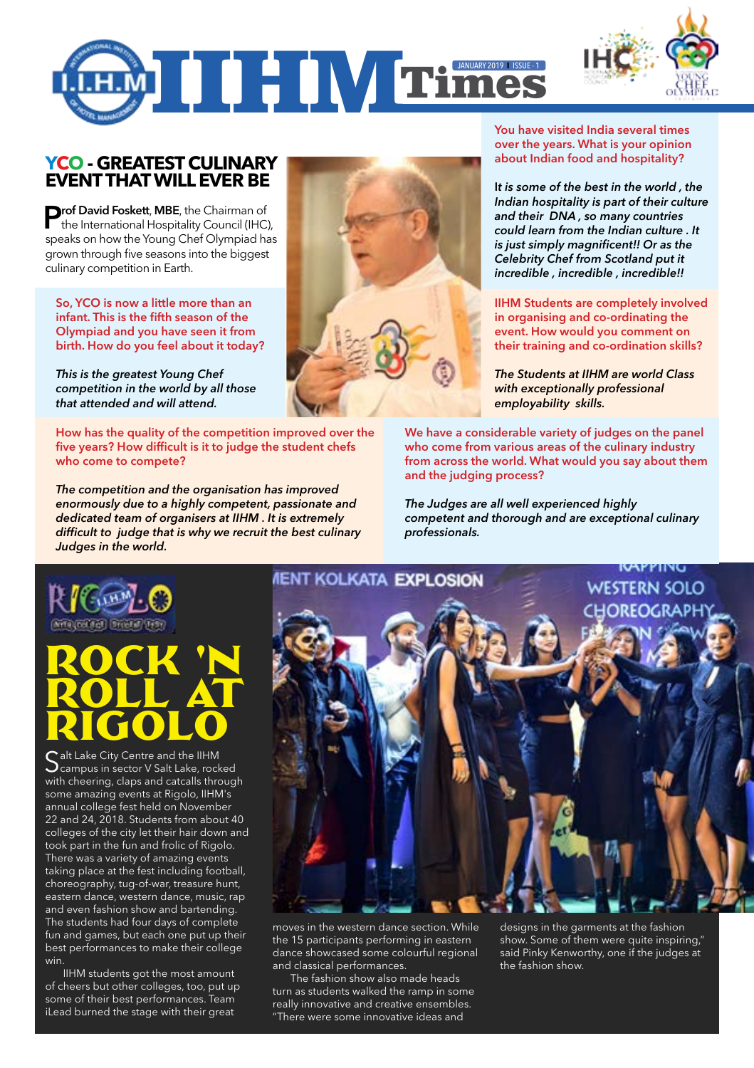# YCO - GREATEST CULINARY EVENT THAT WILL EVER BE

**Prof David Foskett**, **MBE**, the Chairman of the International Hospitality Council (IHC), speaks on how the Young Chef Olympiad has grown through five seasons into the biggest culinary competition in Earth.

**So, YCO is now a little more than an infant. This is the fifth season of the Olympiad and you have seen it from birth. How do you feel about it today?**

*This is the greatest Young Chef competition in the world by all those that attended and will attend.*

**You have visited India several times over the years. What is your opinion about Indian food and hospitality?**

*It is some of the best in the world , the Indian hospitality is part of their culture and their DNA , so many countries could learn from the Indian culture . It is just simply magnificent!! Or as the Celebrity Chef from Scotland put it incredible , incredible , incredible!!*

**IIHM Students are completely involved in organising and co-ordinating the event. How would you comment on their training and co-ordination skills?**

*The Students at IIHM are world Class with exceptionally professional employability skills.*

**How has the quality of the competition improved over the five years? How difficult is it to judge the student chefs who come to compete?**

*The competition and the organisation has improved enormously due to a highly competent, passionate and dedicated team of organisers at IIHM . It is extremely difficult to judge that is why we recruit the best culinary Judges in the world.*

**We have a considerable variety of judges on the panel who come from various areas of the culinary industry from across the world. What would you say about them and the judging process?**

*The Judges are all well experienced highly competent and thorough and are exceptional culinary professionals.*

# ROCK 'N ROLL AT RIGOLO

Salt Lake City Centre and the IIHM campus in sector V Salt Lake, rocked with cheering, claps and catcalls through some amazing events at Rigolo, IIHM's annual college fest held on November 22 and 24, 2018. Students from about 40 colleges of the city let their hair down and took part in the fun and frolic of Rigolo. There was a variety of amazing events taking place at the fest including football, choreography, tug-of-war, treasure hunt, eastern dance, western dance, music, rap and even fashion show and bartending. The students had four days of complete fun and games, but each one put up their best performances to make their college win.

IIHM students got the most amount of cheers but other colleges, too, put up some of their best performances. Team iLead burned the stage with their great moves in the western dance section. While the 15 participants performing in eastern dance showcased some colourful regional and classical performances.

The fashion show also made heads turn as students walked the ramp in some really innovative and creative ensembles. "There were some innovative ideas and designs in the garments at the fashion show. Some of them were quite inspiring," said Pinky Kenworthy, one if the judges at the fashion show.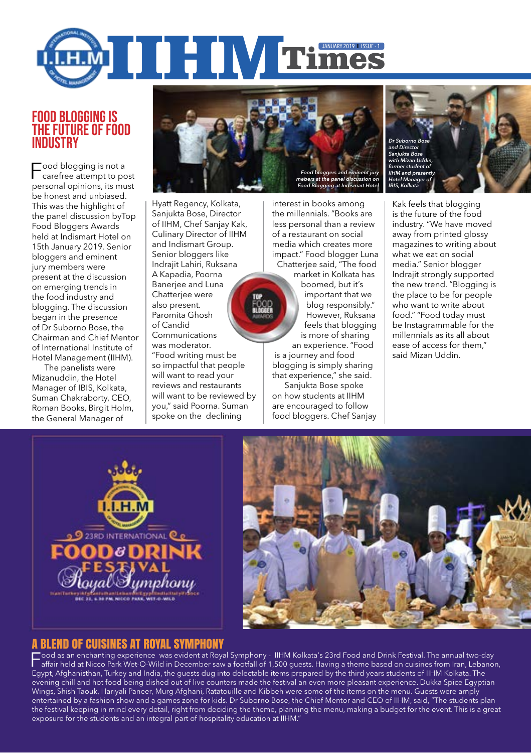# IIHM Times

JANUARY 2019 | ISSUE - 1

## FOOD BLOGGING IS THE FUTURE OF FOOD INDUSTRY

Food blogging is not a carefree attempt to post personal opinions, its must be honest and unbiased. This was the highlight of the panel discussion byTop Food Bloggers Awards held at Indismart Hotel on 15th January 2019. Senior bloggers and eminent jury members were present at the discussion on emerging trends in the food industry and blogging. The discussion began in the presence of Dr Suborno Bose, the Chairman and Chief Mentor of International Institute of Hotel Management (IIHM).

The panelists were Mizanuddin, the Hotel Manager of IBIS, Kolkata, Suman Chakraborty, CEO, Roman Books, Birgit Holm, the General Manager of Hyatt Regency, Kolkata, Sanjukta Bose, Director of IIHM, Chef Sanjay Kak, Culinary Director of IIHM and Indismart Group. Senior bloggers like Indrajit Lahiri, Ruksana A Kapadia, Poorna Banerjee and Luna Chatterjee were also present. Paromita Ghosh of Candid Communications was moderator. "Food writing must be so impactful that people will want to read your reviews and restaurants will want to be reviewed by you," said Poorna. Suman spoke on the declining interest in books among the millennials. "Books are less personal than a review of a restaurant on social media which creates more impact." Food blogger Luna Chatterjee said, "The food market in Kolkata has boomed, but it's important that we blog responsibly." However, Ruksana feels that blogging is more of sharing an experience. "Food is a journey and food blogging is simply sharing that experience," she said.

Sanjukta Bose spoke on how students at IIHM are encouraged to follow food bloggers. Chef Sanjay Kak feels that blogging is the future of the food industry. "We have moved away from printed glossy magazines to writing about what we eat on social media." Senior blogger Indrajit strongly supported the new trend. "Blogging is the place to be for people who want to write about food." "Food today must be Instagrammable for the millennials as its all about ease of access for them," said Mizan Uddin.

*Food bloggers and eminent jury mebers at the panel discussion on Food Blogging at Indismart Hotel*

*Dr Suborno Bose and Director Sanjukta Bose with Mizan Uddin, former student of IIHM and presently Hotel Manager of IBIS, Kolkata*

I.I.H.M 23RD INTERNATIONAL FOOD & DRINK FESTIVAL Royal Symphony

Iran|Turkey|Afghanisthan|Lebanon|Egypt|India|Italy|France

DEC 22, 6.30 PM, NICCO PARK, WET-O-WILD

## A BLEND OF CUISINES AT ROYAL SYMPHONY

Food as an enchanting experience was evident at Royal Symphony - IIHM Kolkata's 23rd Food and Drink Festival. The annual two-day affair held at Nicco Park Wet-O-Wild in December saw a footfall of 1,500 guests. Having a theme based on cuisines from Iran, Lebanon, Egypt, Afghanisthan, Turkey and India, the guests dug into delectable items prepared by the third years students of IIHM Kolkata. The evening chill and hot food being dished out of live counters made the festival an even more pleasant experience. Dukka Spice Egyptian Wings, Shish Taouk, Hariyali Paneer, Murg Afghani, Ratatouille and Kibbeh were some of the items on the menu. Guests were amply entertained by a fashion show and a games zone for kids. Dr Suborno Bose, the Chief Mentor and CEO of IIHM, said, "The students plan the festival keeping in mind every detail, right from deciding the theme, planning the menu, making a budget for the event. This is a great exposure for the students and an integral part of hospitality education at IIHM."